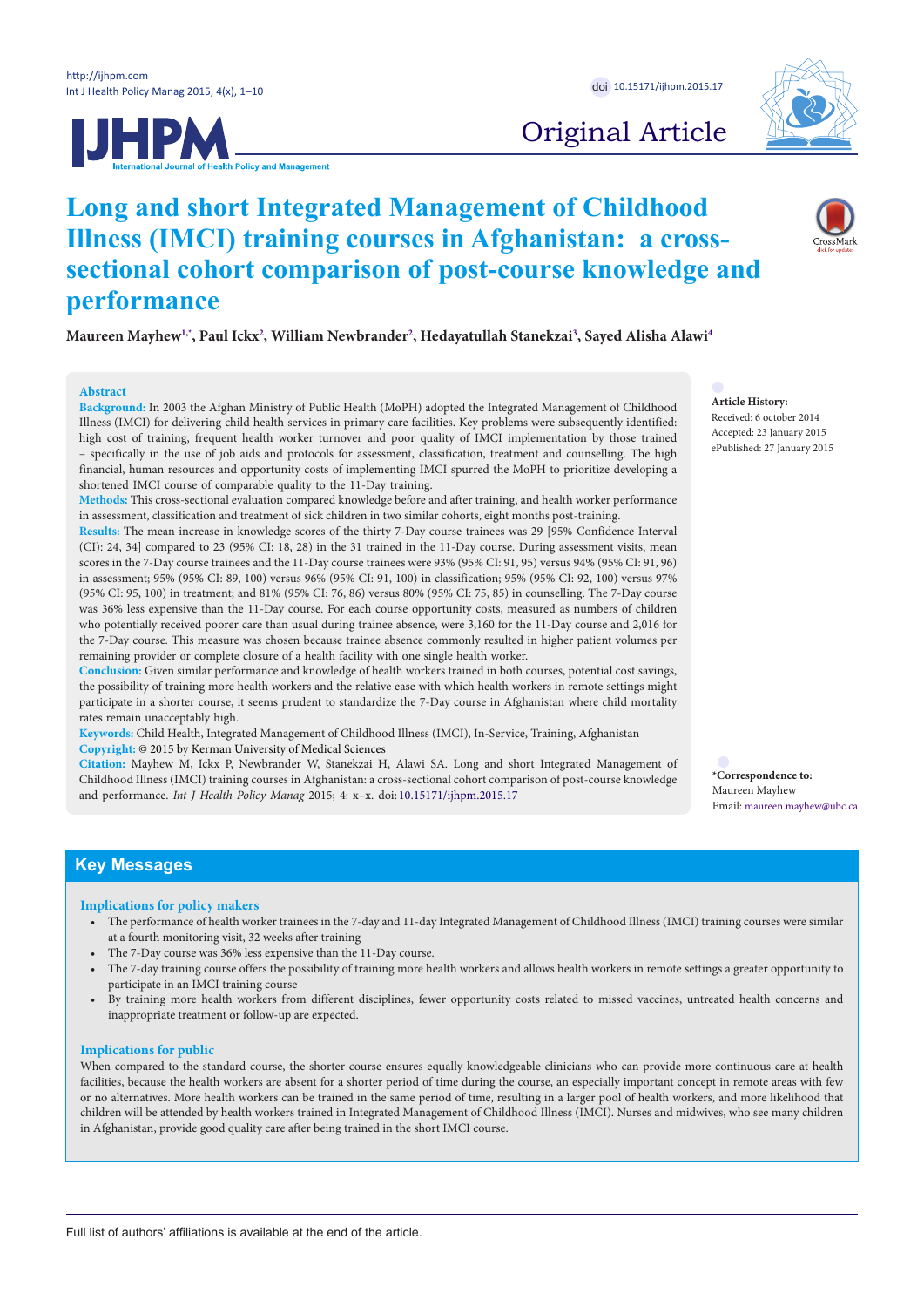doi 10.15171/ijhpm.2015.17

Original Article

# Long and short Integrated Management of Childhood Illness (IMCI) training courses in Afghanistan: a cross-sectional cohort comparison of post-course knowledge and performance

**Maureen Mayhew[1,*], Paul Ickx[2], William Newbrander[2], Hedayatullah Stanekzai[3], Sayed Alisha Alawi[4]**

## Abstract

**Background:** In 2003 the Afghan Ministry of Public Health (MoPH) adopted the Integrated Management of Childhood Illness (IMCI) for delivering child health services in primary care facilities. Key problems were subsequently identified: high cost of training, frequent health worker turnover and poor quality of IMCI implementation by those trained – specifically in the use of job aids and protocols for assessment, classification, treatment and counselling. The high financial, human resources and opportunity costs of implementing IMCI spurred the MoPH to prioritize developing a shortened IMCI course of comparable quality to the 11-Day training.

**Methods:** This cross-sectional evaluation compared knowledge before and after training, and health worker performance in assessment, classification and treatment of sick children in two similar cohorts, eight months post-training.

**Results:** The mean increase in knowledge scores of the thirty 7-Day course trainees was 29 [95% Confidence Interval (CI): 24, 34] compared to 23 (95% CI: 18, 28) in the 31 trained in the 11-Day course. During assessment visits, mean scores in the 7-Day course trainees and the 11-Day course trainees were 93% (95% CI: 91, 95) versus 94% (95% CI: 91, 96) in assessment; 95% (95% CI: 89, 100) versus 96% (95% CI: 91, 100) in classification; 95% (95% CI: 92, 100) versus 97% (95% CI: 95, 100) in treatment; and 81% (95% CI: 76, 86) versus 80% (95% CI: 75, 85) in counselling. The 7-Day course was 36% less expensive than the 11-Day course. For each course opportunity costs, measured as numbers of children who potentially received poorer care than usual during trainee absence, were 3,160 for the 11-Day course and 2,016 for the 7-Day course. This measure was chosen because trainee absence commonly resulted in higher patient volumes per remaining provider or complete closure of a health facility with one single health worker.

**Conclusion:** Given similar performance and knowledge of health workers trained in both courses, potential cost savings, the possibility of training more health workers and the relative ease with which health workers in remote settings might participate in a shorter course, it seems prudent to standardize the 7-Day course in Afghanistan where child mortality rates remain unacceptably high.

**Keywords:** Child Health, Integrated Management of Childhood Illness (IMCI), In-Service, Training, Afghanistan

**Copyright:** © 2015 by Kerman University of Medical Sciences

**Citation:** Mayhew M, Ickx P, Newbrander W, Stanekzai H, Alawi SA. Long and short Integrated Management of Childhood Illness (IMCI) training courses in Afghanistan: a cross-sectional cohort comparison of post-course knowledge and performance. *Int J Health Policy Manag* 2015; 4: x–x. doi: 10.15171/ijhpm.2015.17

**Article History:**
Received: 6 october 2014
Accepted: 23 January 2015
ePublished: 27 January 2015

**\*Correspondence to:**
Maureen Mayhew
Email: maureen.mayhew@ubc.ca

## Key Messages

### Implications for policy makers

- The performance of health worker trainees in the 7-day and 11-day Integrated Management of Childhood Illness (IMCI) training courses were similar at a fourth monitoring visit, 32 weeks after training
- The 7-Day course was 36% less expensive than the 11-Day course.
- The 7-day training course offers the possibility of training more health workers and allows health workers in remote settings a greater opportunity to participate in an IMCI training course
- By training more health workers from different disciplines, fewer opportunity costs related to missed vaccines, untreated health concerns and inappropriate treatment or follow-up are expected.

### Implications for public

When compared to the standard course, the shorter course ensures equally knowledgeable clinicians who can provide more continuous care at health facilities, because the health workers are absent for a shorter period of time during the course, an especially important concept in remote areas with few or no alternatives. More health workers can be trained in the same period of time, resulting in a larger pool of health workers, and more likelihood that children will be attended by health workers trained in Integrated Management of Childhood Illness (IMCI). Nurses and midwives, who see many children in Afghanistan, provide good quality care after being trained in the short IMCI course.

Full list of authors' affiliations is available at the end of the article.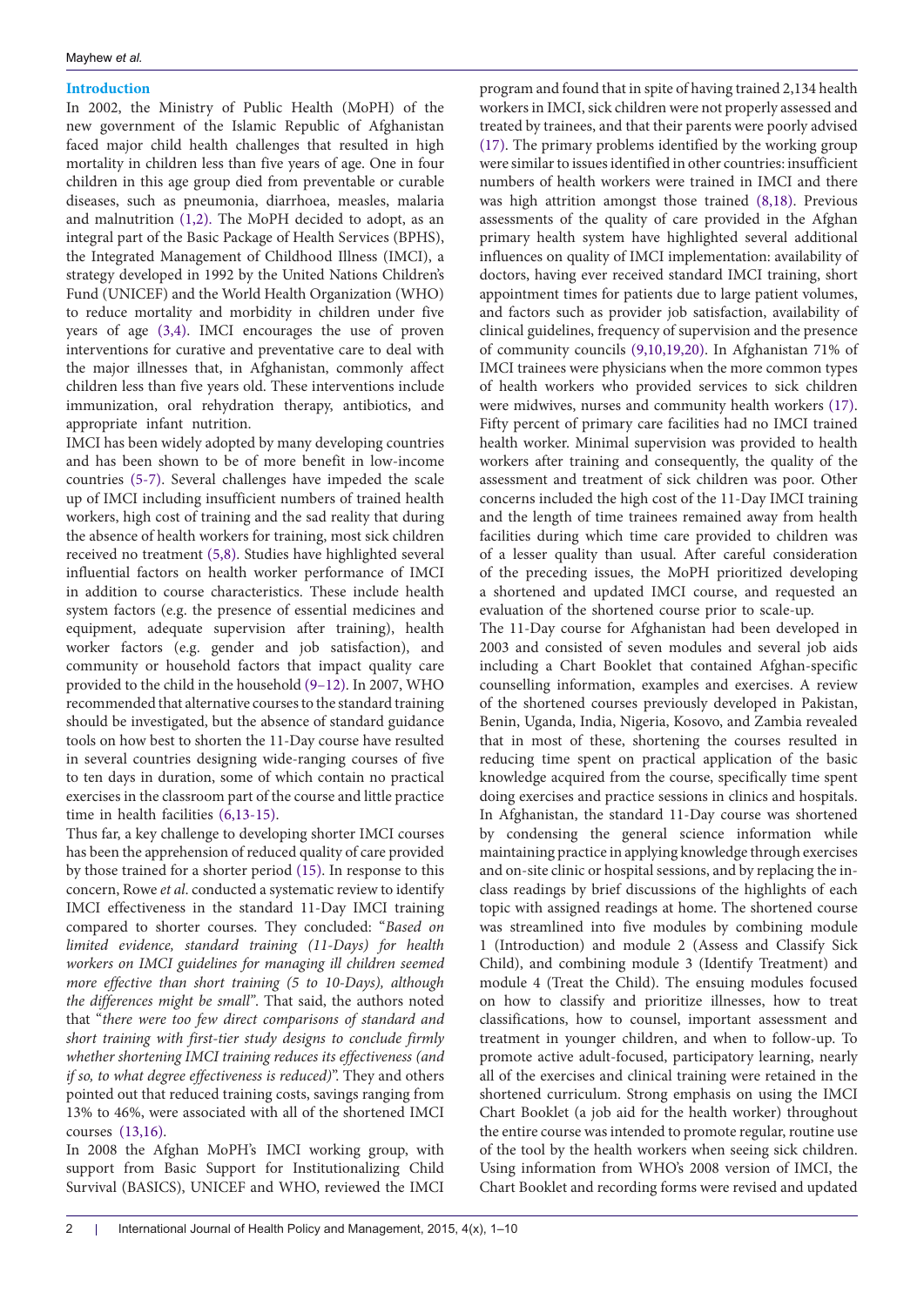## Introduction

In 2002, the Ministry of Public Health (MoPH) of the new government of the Islamic Republic of Afghanistan faced major child health challenges that resulted in high mortality in children less than five years of age. One in four children in this age group died from preventable or curable diseases, such as pneumonia, diarrhoea, measles, malaria and malnutrition (1,2). The MoPH decided to adopt, as an integral part of the Basic Package of Health Services (BPHS), the Integrated Management of Childhood Illness (IMCI), a strategy developed in 1992 by the United Nations Children's Fund (UNICEF) and the World Health Organization (WHO) to reduce mortality and morbidity in children under five years of age (3,4). IMCI encourages the use of proven interventions for curative and preventative care to deal with the major illnesses that, in Afghanistan, commonly affect children less than five years old. These interventions include immunization, oral rehydration therapy, antibiotics, and appropriate infant nutrition.

IMCI has been widely adopted by many developing countries and has been shown to be of more benefit in low-income countries (5-7). Several challenges have impeded the scale up of IMCI including insufficient numbers of trained health workers, high cost of training and the sad reality that during the absence of health workers for training, most sick children received no treatment (5,8). Studies have highlighted several influential factors on health worker performance of IMCI in addition to course characteristics. These include health system factors (e.g. the presence of essential medicines and equipment, adequate supervision after training), health worker factors (e.g. gender and job satisfaction), and community or household factors that impact quality care provided to the child in the household (9–12). In 2007, WHO recommended that alternative courses to the standard training should be investigated, but the absence of standard guidance tools on how best to shorten the 11-Day course have resulted in several countries designing wide-ranging courses of five to ten days in duration, some of which contain no practical exercises in the classroom part of the course and little practice time in health facilities (6,13-15).

Thus far, a key challenge to developing shorter IMCI courses has been the apprehension of reduced quality of care provided by those trained for a shorter period (15). In response to this concern, Rowe *et al*. conducted a systematic review to identify IMCI effectiveness in the standard 11-Day IMCI training compared to shorter courses. They concluded: "*Based on limited evidence, standard training (11-Days) for health workers on IMCI guidelines for managing ill children seemed more effective than short training (5 to 10-Days), although the differences might be small*". That said, the authors noted that "*there were too few direct comparisons of standard and short training with first-tier study designs to conclude firmly whether shortening IMCI training reduces its effectiveness (and if so, to what degree effectiveness is reduced)*". They and others pointed out that reduced training costs, savings ranging from 13% to 46%, were associated with all of the shortened IMCI courses (13,16).

In 2008 the Afghan MoPH's IMCI working group, with support from Basic Support for Institutionalizing Child Survival (BASICS), UNICEF and WHO, reviewed the IMCI program and found that in spite of having trained 2,134 health workers in IMCI, sick children were not properly assessed and treated by trainees, and that their parents were poorly advised (17). The primary problems identified by the working group were similar to issues identified in other countries: insufficient numbers of health workers were trained in IMCI and there was high attrition amongst those trained (8,18). Previous assessments of the quality of care provided in the Afghan primary health system have highlighted several additional influences on quality of IMCI implementation: availability of doctors, having ever received standard IMCI training, short appointment times for patients due to large patient volumes, and factors such as provider job satisfaction, availability of clinical guidelines, frequency of supervision and the presence of community councils (9,10,19,20). In Afghanistan 71% of IMCI trainees were physicians when the more common types of health workers who provided services to sick children were midwives, nurses and community health workers (17). Fifty percent of primary care facilities had no IMCI trained health worker. Minimal supervision was provided to health workers after training and consequently, the quality of the assessment and treatment of sick children was poor. Other concerns included the high cost of the 11-Day IMCI training and the length of time trainees remained away from health facilities during which time care provided to children was of a lesser quality than usual. After careful consideration of the preceding issues, the MoPH prioritized developing a shortened and updated IMCI course, and requested an evaluation of the shortened course prior to scale-up.

The 11-Day course for Afghanistan had been developed in 2003 and consisted of seven modules and several job aids including a Chart Booklet that contained Afghan-specific counselling information, examples and exercises. A review of the shortened courses previously developed in Pakistan, Benin, Uganda, India, Nigeria, Kosovo, and Zambia revealed that in most of these, shortening the courses resulted in reducing time spent on practical application of the basic knowledge acquired from the course, specifically time spent doing exercises and practice sessions in clinics and hospitals. In Afghanistan, the standard 11-Day course was shortened by condensing the general science information while maintaining practice in applying knowledge through exercises and on-site clinic or hospital sessions, and by replacing the in-class readings by brief discussions of the highlights of each topic with assigned readings at home. The shortened course was streamlined into five modules by combining module 1 (Introduction) and module 2 (Assess and Classify Sick Child), and combining module 3 (Identify Treatment) and module 4 (Treat the Child). The ensuing modules focused on how to classify and prioritize illnesses, how to treat classifications, how to counsel, important assessment and treatment in younger children, and when to follow-up. To promote active adult-focused, participatory learning, nearly all of the exercises and clinical training were retained in the shortened curriculum. Strong emphasis on using the IMCI Chart Booklet (a job aid for the health worker) throughout the entire course was intended to promote regular, routine use of the tool by the health workers when seeing sick children. Using information from WHO's 2008 version of IMCI, the Chart Booklet and recording forms were revised and updated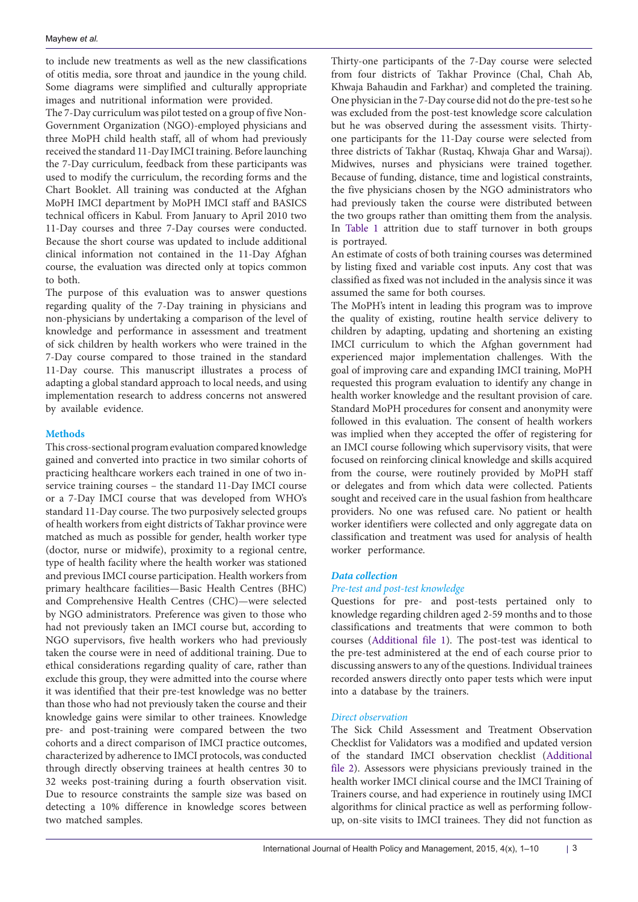to include new treatments as well as the new classifications of otitis media, sore throat and jaundice in the young child. Some diagrams were simplified and culturally appropriate images and nutritional information were provided.

The 7-Day curriculum was pilot tested on a group of five Non-Government Organization (NGO)-employed physicians and three MoPH child health staff, all of whom had previously received the standard 11-Day IMCI training. Before launching the 7-Day curriculum, feedback from these participants was used to modify the curriculum, the recording forms and the Chart Booklet. All training was conducted at the Afghan MoPH IMCI department by MoPH IMCI staff and BASICS technical officers in Kabul. From January to April 2010 two 11-Day courses and three 7-Day courses were conducted. Because the short course was updated to include additional clinical information not contained in the 11-Day Afghan course, the evaluation was directed only at topics common to both.

The purpose of this evaluation was to answer questions regarding quality of the 7-Day training in physicians and non-physicians by undertaking a comparison of the level of knowledge and performance in assessment and treatment of sick children by health workers who were trained in the 7-Day course compared to those trained in the standard 11-Day course. This manuscript illustrates a process of adapting a global standard approach to local needs, and using implementation research to address concerns not answered by available evidence.

## Methods

This cross-sectional program evaluation compared knowledge gained and converted into practice in two similar cohorts of practicing healthcare workers each trained in one of two in-service training courses – the standard 11-Day IMCI course or a 7-Day IMCI course that was developed from WHO's standard 11-Day course. The two purposively selected groups of health workers from eight districts of Takhar province were matched as much as possible for gender, health worker type (doctor, nurse or midwife), proximity to a regional centre, type of health facility where the health worker was stationed and previous IMCI course participation. Health workers from primary healthcare facilities—Basic Health Centres (BHC) and Comprehensive Health Centres (CHC)—were selected by NGO administrators. Preference was given to those who had not previously taken an IMCI course but, according to NGO supervisors, five health workers who had previously taken the course were in need of additional training. Due to ethical considerations regarding quality of care, rather than exclude this group, they were admitted into the course where it was identified that their pre-test knowledge was no better than those who had not previously taken the course and their knowledge gains were similar to other trainees. Knowledge pre- and post-training were compared between the two cohorts and a direct comparison of IMCI practice outcomes, characterized by adherence to IMCI protocols, was conducted through directly observing trainees at health centres 30 to 32 weeks post-training during a fourth observation visit. Due to resource constraints the sample size was based on detecting a 10% difference in knowledge scores between two matched samples.

Thirty-one participants of the 7-Day course were selected from four districts of Takhar Province (Chal, Chah Ab, Khwaja Bahaudin and Farkhar) and completed the training. One physician in the 7-Day course did not do the pre-test so he was excluded from the post-test knowledge score calculation but he was observed during the assessment visits. Thirty-one participants for the 11-Day course were selected from three districts of Takhar (Rustaq, Khwaja Ghar and Warsaj). Midwives, nurses and physicians were trained together. Because of funding, distance, time and logistical constraints, the five physicians chosen by the NGO administrators who had previously taken the course were distributed between the two groups rather than omitting them from the analysis. In Table 1 attrition due to staff turnover in both groups is portrayed.

An estimate of costs of both training courses was determined by listing fixed and variable cost inputs. Any cost that was classified as fixed was not included in the analysis since it was assumed the same for both courses.

The MoPH's intent in leading this program was to improve the quality of existing, routine health service delivery to children by adapting, updating and shortening an existing IMCI curriculum to which the Afghan government had experienced major implementation challenges. With the goal of improving care and expanding IMCI training, MoPH requested this program evaluation to identify any change in health worker knowledge and the resultant provision of care. Standard MoPH procedures for consent and anonymity were followed in this evaluation. The consent of health workers was implied when they accepted the offer of registering for an IMCI course following which supervisory visits, that were focused on reinforcing clinical knowledge and skills acquired from the course, were routinely provided by MoPH staff or delegates and from which data were collected. Patients sought and received care in the usual fashion from healthcare providers. No one was refused care. No patient or health worker identifiers were collected and only aggregate data on classification and treatment was used for analysis of health worker performance.

### *Data collection*

#### *Pre-test and post-test knowledge*

Questions for pre- and post-tests pertained only to knowledge regarding children aged 2-59 months and to those classifications and treatments that were common to both courses (Additional file 1). The post-test was identical to the pre-test administered at the end of each course prior to discussing answers to any of the questions. Individual trainees recorded answers directly onto paper tests which were input into a database by the trainers.

#### *Direct observation*

The Sick Child Assessment and Treatment Observation Checklist for Validators was a modified and updated version of the standard IMCI observation checklist (Additional file 2). Assessors were physicians previously trained in the health worker IMCI clinical course and the IMCI Training of Trainers course, and had experience in routinely using IMCI algorithms for clinical practice as well as performing follow-up, on-site visits to IMCI trainees. They did not function as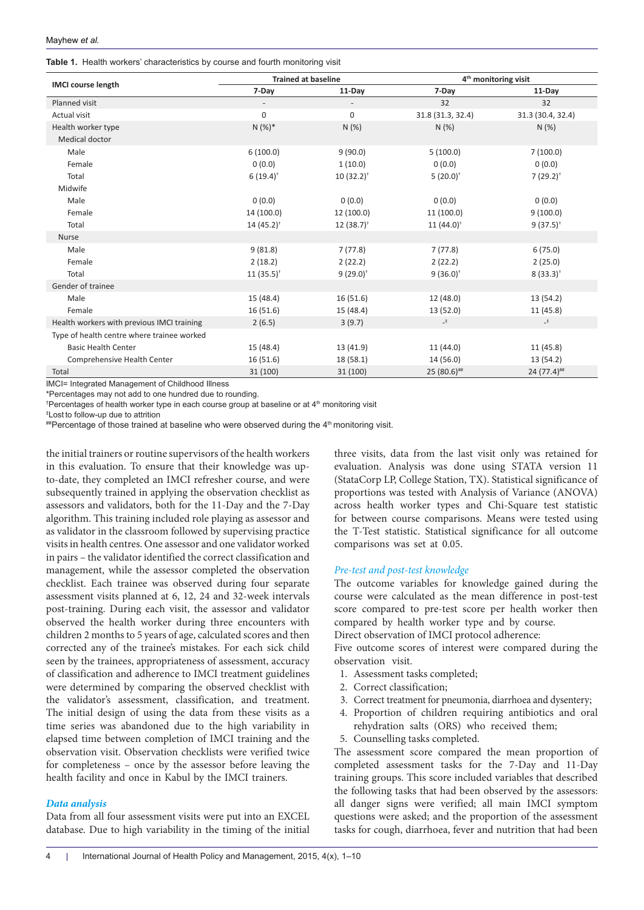**Table 1.** Health workers' characteristics by course and fourth monitoring visit

| IMCI course length | Trained at baseline | | 4th monitoring visit | |
|---|---|---|---|---|
| | 7-Day | 11-Day | 7-Day | 11-Day |
| Planned visit | - | - | 32 | 32 |
| Actual visit | 0 | 0 | 31.8 (31.3, 32.4) | 31.3 (30.4, 32.4) |
| Health worker type | N (%)* | N (%) | N (%) | N (%) |
| Medical doctor | | | | |
| Male | 6 (100.0) | 9 (90.0) | 5 (100.0) | 7 (100.0) |
| Female | 0 (0.0) | 1 (10.0) | 0 (0.0) | 0 (0.0) |
| Total | 6 (19.4)† | 10 (32.2)† | 5 (20.0)† | 7 (29.2)† |
| Midwife | | | | |
| Male | 0 (0.0) | 0 (0.0) | 0 (0.0) | 0 (0.0) |
| Female | 14 (100.0) | 12 (100.0) | 11 (100.0) | 9 (100.0) |
| Total | 14 (45.2)† | 12 (38.7)† | 11 (44.0)† | 9 (37.5)† |
| Nurse | | | | |
| Male | 9 (81.8) | 7 (77.8) | 7 (77.8) | 6 (75.0) |
| Female | 2 (18.2) | 2 (22.2) | 2 (22.2) | 2 (25.0) |
| Total | 11 (35.5)† | 9 (29.0)† | 9 (36.0)† | 8 (33.3)† |
| Gender of trainee | | | | |
| Male | 15 (48.4) | 16 (51.6) | 12 (48.0) | 13 (54.2) |
| Female | 16 (51.6) | 15 (48.4) | 13 (52.0) | 11 (45.8) |
| Health workers with previous IMCI training | 2 (6.5) | 3 (9.7) | -‡ | -‡ |
| Type of health centre where trainee worked | | | | |
| Basic Health Center | 15 (48.4) | 13 (41.9) | 11 (44.0) | 11 (45.8) |
| Comprehensive Health Center | 16 (51.6) | 18 (58.1) | 14 (56.0) | 13 (54.2) |
| Total | 31 (100) | 31 (100) | 25 (80.6)## | 24 (77.4)## |

IMCI= Integrated Management of Childhood Illness

*Percentages may not add to one hundred due to rounding.

†Percentages of health worker type in each course group at baseline or at 4th monitoring visit

‡Lost to follow-up due to attrition

##Percentage of those trained at baseline who were observed during the 4th monitoring visit.

the initial trainers or routine supervisors of the health workers in this evaluation. To ensure that their knowledge was up-to-date, they completed an IMCI refresher course, and were subsequently trained in applying the observation checklist as assessors and validators, both for the 11-Day and the 7-Day algorithm. This training included role playing as assessor and as validator in the classroom followed by supervising practice visits in health centres. One assessor and one validator worked in pairs – the validator identified the correct classification and management, while the assessor completed the observation checklist. Each trainee was observed during four separate assessment visits planned at 6, 12, 24 and 32-week intervals post-training. During each visit, the assessor and validator observed the health worker during three encounters with children 2 months to 5 years of age, calculated scores and then corrected any of the trainee's mistakes. For each sick child seen by the trainees, appropriateness of assessment, accuracy of classification and adherence to IMCI treatment guidelines were determined by comparing the observed checklist with the validator's assessment, classification, and treatment. The initial design of using the data from these visits as a time series was abandoned due to the high variability in elapsed time between completion of IMCI training and the observation visit. Observation checklists were verified twice for completeness – once by the assessor before leaving the health facility and once in Kabul by the IMCI trainers.

### *Data analysis*

Data from all four assessment visits were put into an EXCEL database. Due to high variability in the timing of the initial three visits, data from the last visit only was retained for evaluation. Analysis was done using STATA version 11 (StataCorp LP, College Station, TX). Statistical significance of proportions was tested with Analysis of Variance (ANOVA) across health worker types and Chi-Square test statistic for between course comparisons. Means were tested using the T-Test statistic. Statistical significance for all outcome comparisons was set at 0.05.

### *Pre-test and post-test knowledge*

The outcome variables for knowledge gained during the course were calculated as the mean difference in post-test score compared to pre-test score per health worker then compared by health worker type and by course.

Direct observation of IMCI protocol adherence:

Five outcome scores of interest were compared during the observation visit.

1. Assessment tasks completed;
2. Correct classification;
3. Correct treatment for pneumonia, diarrhoea and dysentery;
4. Proportion of children requiring antibiotics and oral rehydration salts (ORS) who received them;
5. Counselling tasks completed.

The assessment score compared the mean proportion of completed assessment tasks for the 7-Day and 11-Day training groups. This score included variables that described the following tasks that had been observed by the assessors: all danger signs were verified; all main IMCI symptom questions were asked; and the proportion of the assessment tasks for cough, diarrhoea, fever and nutrition that had been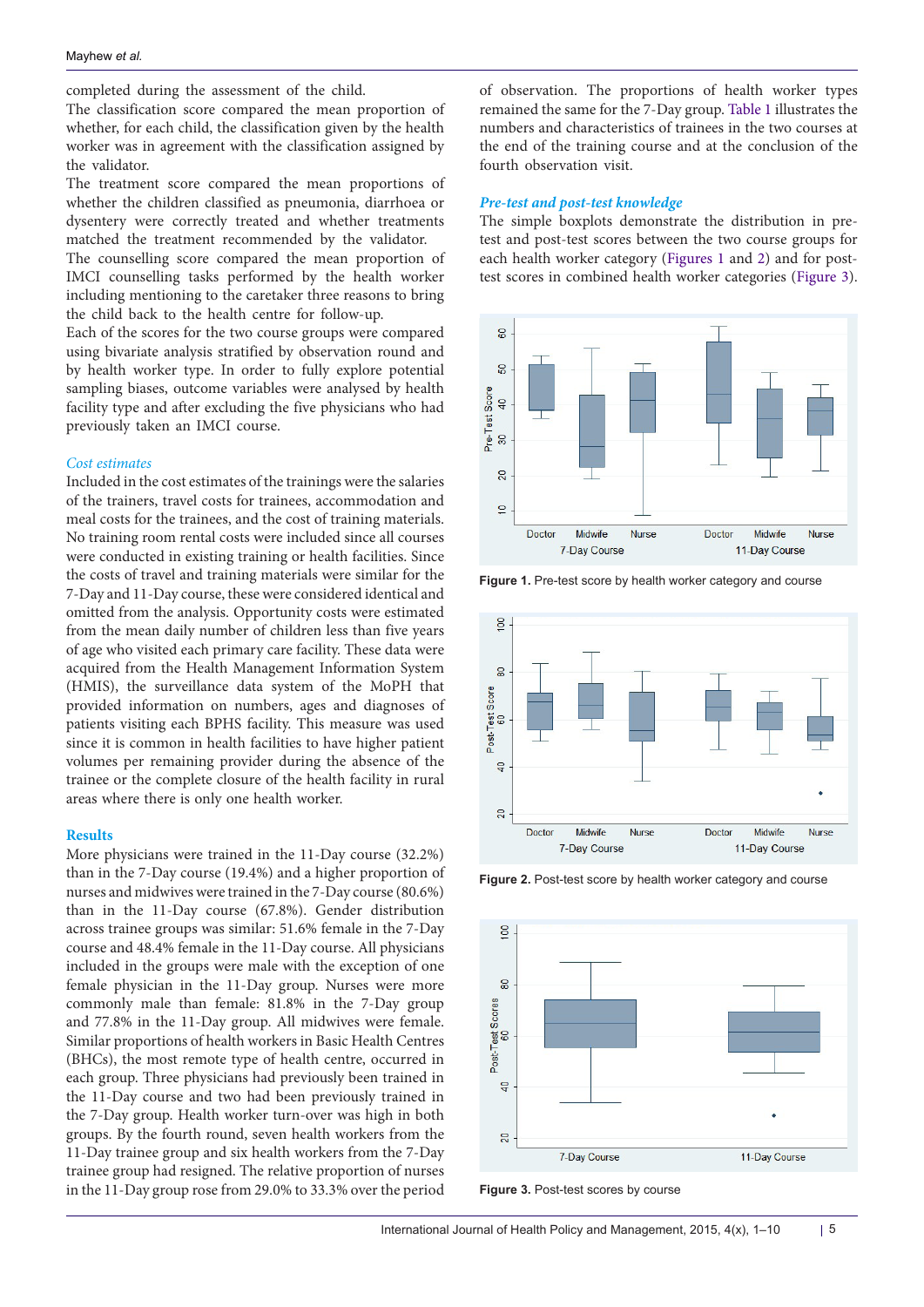completed during the assessment of the child.

The classification score compared the mean proportion of whether, for each child, the classification given by the health worker was in agreement with the classification assigned by the validator.

The treatment score compared the mean proportions of whether the children classified as pneumonia, diarrhoea or dysentery were correctly treated and whether treatments matched the treatment recommended by the validator.

The counselling score compared the mean proportion of IMCI counselling tasks performed by the health worker including mentioning to the caretaker three reasons to bring the child back to the health centre for follow-up.

Each of the scores for the two course groups were compared using bivariate analysis stratified by observation round and by health worker type. In order to fully explore potential sampling biases, outcome variables were analysed by health facility type and after excluding the five physicians who had previously taken an IMCI course.

### *Cost estimates*

Included in the cost estimates of the trainings were the salaries of the trainers, travel costs for trainees, accommodation and meal costs for the trainees, and the cost of training materials. No training room rental costs were included since all courses were conducted in existing training or health facilities. Since the costs of travel and training materials were similar for the 7-Day and 11-Day course, these were considered identical and omitted from the analysis. Opportunity costs were estimated from the mean daily number of children less than five years of age who visited each primary care facility. These data were acquired from the Health Management Information System (HMIS), the surveillance data system of the MoPH that provided information on numbers, ages and diagnoses of patients visiting each BPHS facility. This measure was used since it is common in health facilities to have higher patient volumes per remaining provider during the absence of the trainee or the complete closure of the health facility in rural areas where there is only one health worker.

## Results

More physicians were trained in the 11-Day course (32.2%) than in the 7-Day course (19.4%) and a higher proportion of nurses and midwives were trained in the 7-Day course (80.6%) than in the 11-Day course (67.8%). Gender distribution across trainee groups was similar: 51.6% female in the 7-Day course and 48.4% female in the 11-Day course. All physicians included in the groups were male with the exception of one female physician in the 11-Day group. Nurses were more commonly male than female: 81.8% in the 7-Day group and 77.8% in the 11-Day group. All midwives were female. Similar proportions of health workers in Basic Health Centres (BHCs), the most remote type of health centre, occurred in each group. Three physicians had previously been trained in the 11-Day course and two had been previously trained in the 7-Day group. Health worker turn-over was high in both groups. By the fourth round, seven health workers from the 11-Day trainee group and six health workers from the 7-Day trainee group had resigned. The relative proportion of nurses in the 11-Day group rose from 29.0% to 33.3% over the period of observation. The proportions of health worker types remained the same for the 7-Day group. Table 1 illustrates the numbers and characteristics of trainees in the two courses at the end of the training course and at the conclusion of the fourth observation visit.

### *Pre-test and post-test knowledge*

The simple boxplots demonstrate the distribution in pre-test and post-test scores between the two course groups for each health worker category (Figures 1 and 2) and for post-test scores in combined health worker categories (Figure 3).

**Figure 1.** Pre-test score by health worker category and course

**Figure 2.** Post-test score by health worker category and course

**Figure 3.** Post-test scores by course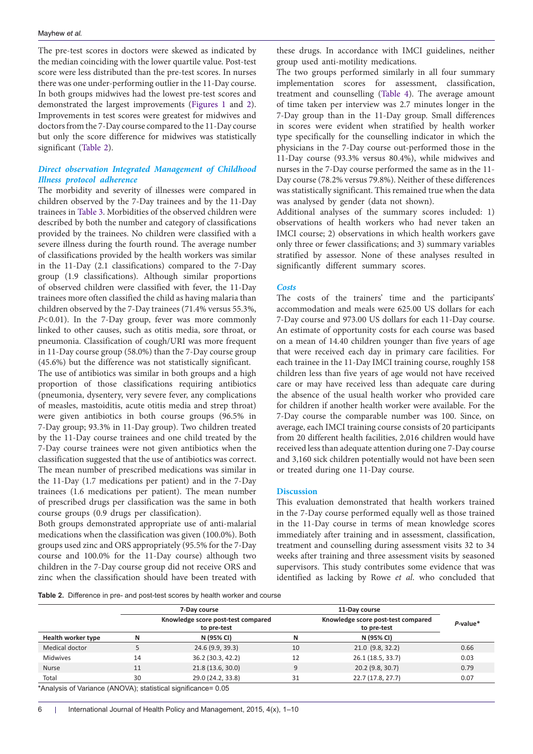The pre-test scores in doctors were skewed as indicated by the median coinciding with the lower quartile value. Post-test score were less distributed than the pre-test scores. In nurses there was one under-performing outlier in the 11-Day course. In both groups midwives had the lowest pre-test scores and demonstrated the largest improvements (Figures 1 and 2). Improvements in test scores were greatest for midwives and doctors from the 7-Day course compared to the 11-Day course but only the score difference for midwives was statistically significant (Table 2).

### *Direct observation Integrated Management of Childhood Illness protocol adherence*

The morbidity and severity of illnesses were compared in children observed by the 7-Day trainees and by the 11-Day trainees in Table 3. Morbidities of the observed children were described by both the number and category of classifications provided by the trainees. No children were classified with a severe illness during the fourth round. The average number of classifications provided by the health workers was similar in the 11-Day (2.1 classifications) compared to the 7-Day group (1.9 classifications). Although similar proportions of observed children were classified with fever, the 11-Day trainees more often classified the child as having malaria than children observed by the 7-Day trainees (71.4% versus 55.3%, $P<0.01$). In the 7-Day group, fever was more commonly linked to other causes, such as otitis media, sore throat, or pneumonia. Classification of cough/URI was more frequent in 11-Day course group (58.0%) than the 7-Day course group (45.6%) but the difference was not statistically significant.

The use of antibiotics was similar in both groups and a high proportion of those classifications requiring antibiotics (pneumonia, dysentery, very severe fever, any complications of measles, mastoiditis, acute otitis media and strep throat) were given antibiotics in both course groups (96.5% in 7-Day group; 93.3% in 11-Day group). Two children treated by the 11-Day course trainees and one child treated by the 7-Day course trainees were not given antibiotics when the classification suggested that the use of antibiotics was correct. The mean number of prescribed medications was similar in the 11-Day (1.7 medications per patient) and in the 7-Day trainees (1.6 medications per patient). The mean number of prescribed drugs per classification was the same in both course groups (0.9 drugs per classification).

Both groups demonstrated appropriate use of anti-malarial medications when the classification was given (100.0%). Both groups used zinc and ORS appropriately (95.5% for the 7-Day course and 100.0% for the 11-Day course) although two children in the 7-Day course group did not receive ORS and zinc when the classification should have been treated with these drugs. In accordance with IMCI guidelines, neither group used anti-motility medications.

The two groups performed similarly in all four summary implementation scores for assessment, classification, treatment and counselling (Table 4). The average amount of time taken per interview was 2.7 minutes longer in the 7-Day group than in the 11-Day group. Small differences in scores were evident when stratified by health worker type specifically for the counselling indicator in which the physicians in the 7-Day course out-performed those in the 11-Day course (93.3% versus 80.4%), while midwives and nurses in the 7-Day course performed the same as in the 11-Day course (78.2% versus 79.8%). Neither of these differences was statistically significant. This remained true when the data was analysed by gender (data not shown).

Additional analyses of the summary scores included: 1) observations of health workers who had never taken an IMCI course; 2) observations in which health workers gave only three or fewer classifications; and 3) summary variables stratified by assessor. None of these analyses resulted in significantly different summary scores.

### *Costs*

The costs of the trainers' time and the participants' accommodation and meals were 625.00 US dollars for each 7-Day course and 973.00 US dollars for each 11-Day course. An estimate of opportunity costs for each course was based on a mean of 14.40 children younger than five years of age that were received each day in primary care facilities. For each trainee in the 11-Day IMCI training course, roughly 158 children less than five years of age would not have received care or may have received less than adequate care during the absence of the usual health worker who provided care for children if another health worker were available. For the 7-Day course the comparable number was 100. Since, on average, each IMCI training course consists of 20 participants from 20 different health facilities, 2,016 children would have received less than adequate attention during one 7-Day course and 3,160 sick children potentially would not have been seen or treated during one 11-Day course.

## Discussion

This evaluation demonstrated that health workers trained in the 7-Day course performed equally well as those trained in the 11-Day course in terms of mean knowledge scores immediately after training and in assessment, classification, treatment and counselling during assessment visits 32 to 34 weeks after training and three assessment visits by seasoned supervisors. This study contributes some evidence that was identified as lacking by Rowe *et al.* who concluded that

**Table 2.** Difference in pre- and post-test scores by health worker and course

| | 7-Day course | | 11-Day course | | |
|---|---|---|---|---|---|
| | Knowledge score post-test compared to pre-test | | Knowledge score post-test compared to pre-test | | *P*-value* |
| **Health worker type** | **N** | **N (95% CI)** | **N** | **N (95% CI)** | |
| Medical doctor | 5 | 24.6 (9.9, 39.3) | 10 | 21.0 (9.8, 32.2) | 0.66 |
| Midwives | 14 | 36.2 (30.3, 42.2) | 12 | 26.1 (18.5, 33.7) | 0.03 |
| Nurse | 11 | 21.8 (13.6, 30.0) | 9 | 20.2 (9.8, 30.7) | 0.79 |
| Total | 30 | 29.0 (24.2, 33.8) | 31 | 22.7 (17.8, 27.7) | 0.07 |

*Analysis of Variance (ANOVA); statistical significance= 0.05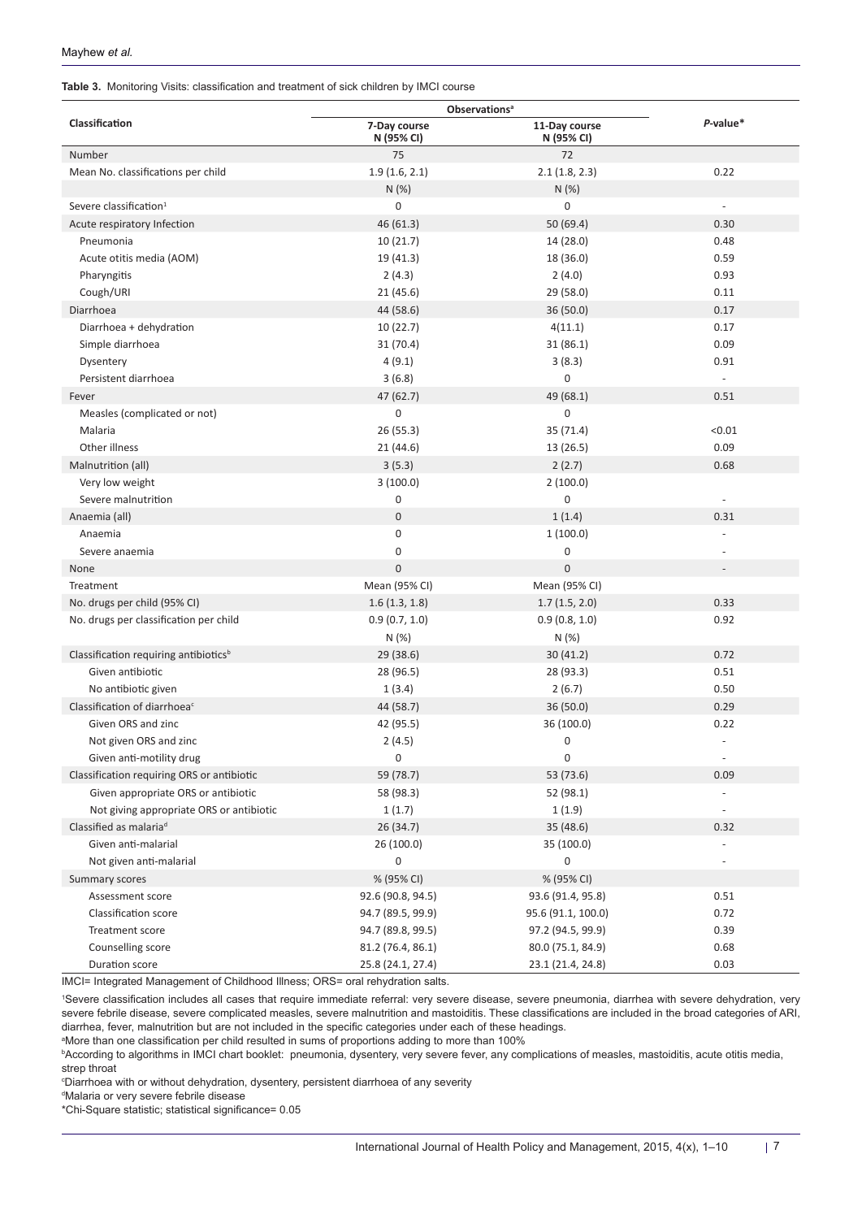**Table 3.** Monitoring Visits: classification and treatment of sick children by IMCI course

| Classification | Observations[a] | | *P*-value* |
|---|---|---|---|
| | 7-Day course N (95% CI) | 11-Day course N (95% CI) | |
| Number | 75 | 72 | |
| Mean No. classifications per child | 1.9 (1.6, 2.1) | 2.1 (1.8, 2.3) | 0.22 |
| | N (%) | N (%) | |
| Severe classification[1] | 0 | 0 | - |
| Acute respiratory Infection | 46 (61.3) | 50 (69.4) | 0.30 |
| Pneumonia | 10 (21.7) | 14 (28.0) | 0.48 |
| Acute otitis media (AOM) | 19 (41.3) | 18 (36.0) | 0.59 |
| Pharyngitis | 2 (4.3) | 2 (4.0) | 0.93 |
| Cough/URI | 21 (45.6) | 29 (58.0) | 0.11 |
| Diarrhoea | 44 (58.6) | 36 (50.0) | 0.17 |
| Diarrhoea + dehydration | 10 (22.7) | 4(11.1) | 0.17 |
| Simple diarrhoea | 31 (70.4) | 31 (86.1) | 0.09 |
| Dysentery | 4 (9.1) | 3 (8.3) | 0.91 |
| Persistent diarrhoea | 3 (6.8) | 0 | - |
| Fever | 47 (62.7) | 49 (68.1) | 0.51 |
| Measles (complicated or not) | 0 | 0 | |
| Malaria | 26 (55.3) | 35 (71.4) | <0.01 |
| Other illness | 21 (44.6) | 13 (26.5) | 0.09 |
| Malnutrition (all) | 3 (5.3) | 2 (2.7) | 0.68 |
| Very low weight | 3 (100.0) | 2 (100.0) | |
| Severe malnutrition | 0 | 0 | - |
| Anaemia (all) | 0 | 1 (1.4) | 0.31 |
| Anaemia | 0 | 1 (100.0) | - |
| Severe anaemia | 0 | 0 | - |
| None | 0 | 0 | - |
| Treatment | Mean (95% CI) | Mean (95% CI) | |
| No. drugs per child (95% CI) | 1.6 (1.3, 1.8) | 1.7 (1.5, 2.0) | 0.33 |
| No. drugs per classification per child | 0.9 (0.7, 1.0) | 0.9 (0.8, 1.0) | 0.92 |
| | N (%) | N (%) | |
| Classification requiring antibiotics[b] | 29 (38.6) | 30 (41.2) | 0.72 |
| Given antibiotic | 28 (96.5) | 28 (93.3) | 0.51 |
| No antibiotic given | 1 (3.4) | 2 (6.7) | 0.50 |
| Classification of diarrhoea[c] | 44 (58.7) | 36 (50.0) | 0.29 |
| Given ORS and zinc | 42 (95.5) | 36 (100.0) | 0.22 |
| Not given ORS and zinc | 2 (4.5) | 0 | - |
| Given anti-motility drug | 0 | 0 | - |
| Classification requiring ORS or antibiotic | 59 (78.7) | 53 (73.6) | 0.09 |
| Given appropriate ORS or antibiotic | 58 (98.3) | 52 (98.1) | - |
| Not giving appropriate ORS or antibiotic | 1 (1.7) | 1 (1.9) | - |
| Classified as malaria[d] | 26 (34.7) | 35 (48.6) | 0.32 |
| Given anti-malarial | 26 (100.0) | 35 (100.0) | - |
| Not given anti-malarial | 0 | 0 | - |
| Summary scores | % (95% CI) | % (95% CI) | |
| Assessment score | 92.6 (90.8, 94.5) | 93.6 (91.4, 95.8) | 0.51 |
| Classification score | 94.7 (89.5, 99.9) | 95.6 (91.1, 100.0) | 0.72 |
| Treatment score | 94.7 (89.8, 99.5) | 97.2 (94.5, 99.9) | 0.39 |
| Counselling score | 81.2 (76.4, 86.1) | 80.0 (75.1, 84.9) | 0.68 |
| Duration score | 25.8 (24.1, 27.4) | 23.1 (21.4, 24.8) | 0.03 |

IMCI= Integrated Management of Childhood Illness; ORS= oral rehydration salts.

[1]Severe classification includes all cases that require immediate referral: very severe disease, severe pneumonia, diarrhea with severe dehydration, very severe febrile disease, severe complicated measles, severe malnutrition and mastoiditis. These classifications are included in the broad categories of ARI, diarrhea, fever, malnutrition but are not included in the specific categories under each of these headings.

[a]More than one classification per child resulted in sums of proportions adding to more than 100%

[b]According to algorithms in IMCI chart booklet: pneumonia, dysentery, very severe fever, any complications of measles, mastoiditis, acute otitis media, strep throat

[c]Diarrhoea with or without dehydration, dysentery, persistent diarrhoea of any severity

[d]Malaria or very severe febrile disease

*Chi-Square statistic; statistical significance= 0.05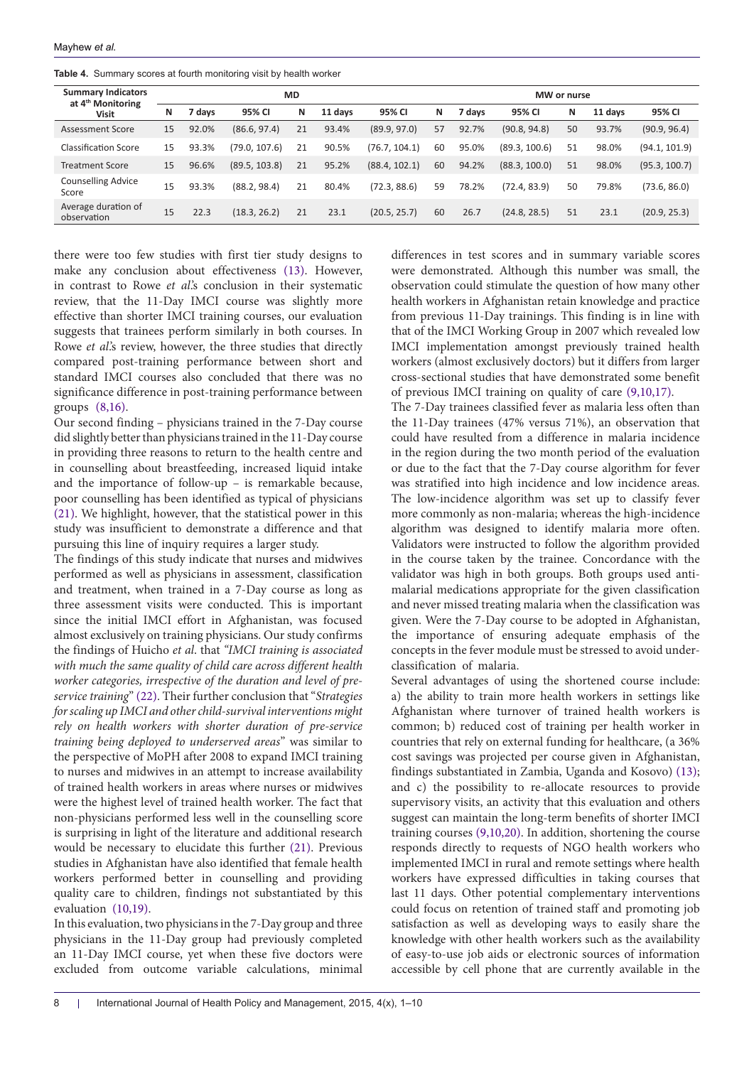**Table 4.** Summary scores at fourth monitoring visit by health worker

| Summary Indicators at 4th Monitoring Visit | MD | | | | | | MW or nurse | | | | | |
|---|---|---|---|---|---|---|---|---|---|---|---|---|
| | N | 7 days | 95% CI | N | 11 days | 95% CI | N | 7 days | 95% CI | N | 11 days | 95% CI |
| Assessment Score | 15 | 92.0% | (86.6, 97.4) | 21 | 93.4% | (89.9, 97.0) | 57 | 92.7% | (90.8, 94.8) | 50 | 93.7% | (90.9, 96.4) |
| Classification Score | 15 | 93.3% | (79.0, 107.6) | 21 | 90.5% | (76.7, 104.1) | 60 | 95.0% | (89.3, 100.6) | 51 | 98.0% | (94.1, 101.9) |
| Treatment Score | 15 | 96.6% | (89.5, 103.8) | 21 | 95.2% | (88.4, 102.1) | 60 | 94.2% | (88.3, 100.0) | 51 | 98.0% | (95.3, 100.7) |
| Counselling Advice Score | 15 | 93.3% | (88.2, 98.4) | 21 | 80.4% | (72.3, 88.6) | 59 | 78.2% | (72.4, 83.9) | 50 | 79.8% | (73.6, 86.0) |
| Average duration of observation | 15 | 22.3 | (18.3, 26.2) | 21 | 23.1 | (20.5, 25.7) | 60 | 26.7 | (24.8, 28.5) | 51 | 23.1 | (20.9, 25.3) |

there were too few studies with first tier study designs to make any conclusion about effectiveness (13). However, in contrast to Rowe *et al.*'s conclusion in their systematic review, that the 11-Day IMCI course was slightly more effective than shorter IMCI training courses, our evaluation suggests that trainees perform similarly in both courses. In Rowe *et al.*'s review, however, the three studies that directly compared post-training performance between short and standard IMCI courses also concluded that there was no significance difference in post-training performance between groups (8,16).

Our second finding – physicians trained in the 7-Day course did slightly better than physicians trained in the 11-Day course in providing three reasons to return to the health centre and in counselling about breastfeeding, increased liquid intake and the importance of follow-up – is remarkable because, poor counselling has been identified as typical of physicians (21). We highlight, however, that the statistical power in this study was insufficient to demonstrate a difference and that pursuing this line of inquiry requires a larger study.

The findings of this study indicate that nurses and midwives performed as well as physicians in assessment, classification and treatment, when trained in a 7-Day course as long as three assessment visits were conducted. This is important since the initial IMCI effort in Afghanistan, was focused almost exclusively on training physicians. Our study confirms the findings of Huicho *et al*. that *"IMCI training is associated with much the same quality of child care across different health worker categories, irrespective of the duration and level of pre-service training"* (22). Their further conclusion that "*Strategies for scaling up IMCI and other child-survival interventions might rely on health workers with shorter duration of pre-service training being deployed to underserved areas*" was similar to the perspective of MoPH after 2008 to expand IMCI training to nurses and midwives in an attempt to increase availability of trained health workers in areas where nurses or midwives were the highest level of trained health worker. The fact that non-physicians performed less well in the counselling score is surprising in light of the literature and additional research would be necessary to elucidate this further (21). Previous studies in Afghanistan have also identified that female health workers performed better in counselling and providing quality care to children, findings not substantiated by this evaluation (10,19).

In this evaluation, two physicians in the 7-Day group and three physicians in the 11-Day group had previously completed an 11-Day IMCI course, yet when these five doctors were excluded from outcome variable calculations, minimal differences in test scores and in summary variable scores were demonstrated. Although this number was small, the observation could stimulate the question of how many other health workers in Afghanistan retain knowledge and practice from previous 11-Day trainings. This finding is in line with that of the IMCI Working Group in 2007 which revealed low IMCI implementation amongst previously trained health workers (almost exclusively doctors) but it differs from larger cross-sectional studies that have demonstrated some benefit of previous IMCI training on quality of care (9,10,17).

The 7-Day trainees classified fever as malaria less often than the 11-Day trainees (47% versus 71%), an observation that could have resulted from a difference in malaria incidence in the region during the two month period of the evaluation or due to the fact that the 7-Day course algorithm for fever was stratified into high incidence and low incidence areas. The low-incidence algorithm was set up to classify fever more commonly as non-malaria; whereas the high-incidence algorithm was designed to identify malaria more often. Validators were instructed to follow the algorithm provided in the course taken by the trainee. Concordance with the validator was high in both groups. Both groups used anti-malarial medications appropriate for the given classification and never missed treating malaria when the classification was given. Were the 7-Day course to be adopted in Afghanistan, the importance of ensuring adequate emphasis of the concepts in the fever module must be stressed to avoid under-classification of malaria.

Several advantages of using the shortened course include: a) the ability to train more health workers in settings like Afghanistan where turnover of trained health workers is common; b) reduced cost of training per health worker in countries that rely on external funding for healthcare, (a 36% cost savings was projected per course given in Afghanistan, findings substantiated in Zambia, Uganda and Kosovo) (13); and c) the possibility to re-allocate resources to provide supervisory visits, an activity that this evaluation and others suggest can maintain the long-term benefits of shorter IMCI training courses (9,10,20). In addition, shortening the course responds directly to requests of NGO health workers who implemented IMCI in rural and remote settings where health workers have expressed difficulties in taking courses that last 11 days. Other potential complementary interventions could focus on retention of trained staff and promoting job satisfaction as well as developing ways to easily share the knowledge with other health workers such as the availability of easy-to-use job aids or electronic sources of information accessible by cell phone that are currently available in the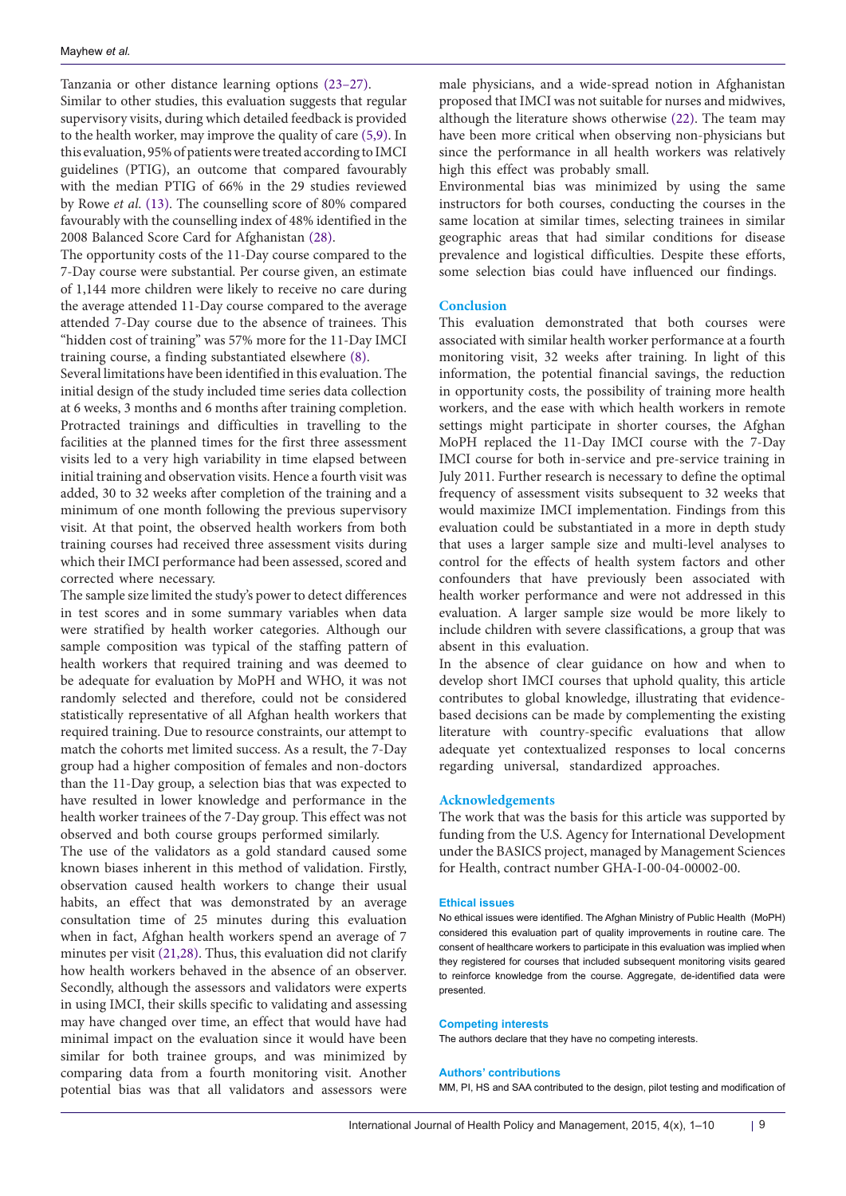Tanzania or other distance learning options (23–27).

Similar to other studies, this evaluation suggests that regular supervisory visits, during which detailed feedback is provided to the health worker, may improve the quality of care (5,9). In this evaluation, 95% of patients were treated according to IMCI guidelines (PTIG), an outcome that compared favourably with the median PTIG of 66% in the 29 studies reviewed by Rowe *et al.* (13). The counselling score of 80% compared favourably with the counselling index of 48% identified in the 2008 Balanced Score Card for Afghanistan (28).

The opportunity costs of the 11-Day course compared to the 7-Day course were substantial. Per course given, an estimate of 1,144 more children were likely to receive no care during the average attended 11-Day course compared to the average attended 7-Day course due to the absence of trainees. This "hidden cost of training" was 57% more for the 11-Day IMCI training course, a finding substantiated elsewhere (8).

Several limitations have been identified in this evaluation. The initial design of the study included time series data collection at 6 weeks, 3 months and 6 months after training completion. Protracted trainings and difficulties in travelling to the facilities at the planned times for the first three assessment visits led to a very high variability in time elapsed between initial training and observation visits. Hence a fourth visit was added, 30 to 32 weeks after completion of the training and a minimum of one month following the previous supervisory visit. At that point, the observed health workers from both training courses had received three assessment visits during which their IMCI performance had been assessed, scored and corrected where necessary.

The sample size limited the study's power to detect differences in test scores and in some summary variables when data were stratified by health worker categories. Although our sample composition was typical of the staffing pattern of health workers that required training and was deemed to be adequate for evaluation by MoPH and WHO, it was not randomly selected and therefore, could not be considered statistically representative of all Afghan health workers that required training. Due to resource constraints, our attempt to match the cohorts met limited success. As a result, the 7-Day group had a higher composition of females and non-doctors than the 11-Day group, a selection bias that was expected to have resulted in lower knowledge and performance in the health worker trainees of the 7-Day group. This effect was not observed and both course groups performed similarly.

The use of the validators as a gold standard caused some known biases inherent in this method of validation. Firstly, observation caused health workers to change their usual habits, an effect that was demonstrated by an average consultation time of 25 minutes during this evaluation when in fact, Afghan health workers spend an average of 7 minutes per visit (21,28). Thus, this evaluation did not clarify how health workers behaved in the absence of an observer. Secondly, although the assessors and validators were experts in using IMCI, their skills specific to validating and assessing may have changed over time, an effect that would have had minimal impact on the evaluation since it would have been similar for both trainee groups, and was minimized by comparing data from a fourth monitoring visit. Another potential bias was that all validators and assessors were male physicians, and a wide-spread notion in Afghanistan proposed that IMCI was not suitable for nurses and midwives, although the literature shows otherwise (22). The team may have been more critical when observing non-physicians but since the performance in all health workers was relatively high this effect was probably small.

Environmental bias was minimized by using the same instructors for both courses, conducting the courses in the same location at similar times, selecting trainees in similar geographic areas that had similar conditions for disease prevalence and logistical difficulties. Despite these efforts, some selection bias could have influenced our findings.

## Conclusion

This evaluation demonstrated that both courses were associated with similar health worker performance at a fourth monitoring visit, 32 weeks after training. In light of this information, the potential financial savings, the reduction in opportunity costs, the possibility of training more health workers, and the ease with which health workers in remote settings might participate in shorter courses, the Afghan MoPH replaced the 11-Day IMCI course with the 7-Day IMCI course for both in-service and pre-service training in July 2011. Further research is necessary to define the optimal frequency of assessment visits subsequent to 32 weeks that would maximize IMCI implementation. Findings from this evaluation could be substantiated in a more in depth study that uses a larger sample size and multi-level analyses to control for the effects of health system factors and other confounders that have previously been associated with health worker performance and were not addressed in this evaluation. A larger sample size would be more likely to include children with severe classifications, a group that was absent in this evaluation.

In the absence of clear guidance on how and when to develop short IMCI courses that uphold quality, this article contributes to global knowledge, illustrating that evidence-based decisions can be made by complementing the existing literature with country-specific evaluations that allow adequate yet contextualized responses to local concerns regarding universal, standardized approaches.

## Acknowledgements

The work that was the basis for this article was supported by funding from the U.S. Agency for International Development under the BASICS project, managed by Management Sciences for Health, contract number GHA-I-00-04-00002-00.

### Ethical issues

No ethical issues were identified. The Afghan Ministry of Public Health (MoPH) considered this evaluation part of quality improvements in routine care. The consent of healthcare workers to participate in this evaluation was implied when they registered for courses that included subsequent monitoring visits geared to reinforce knowledge from the course. Aggregate, de-identified data were presented.

### Competing interests

The authors declare that they have no competing interests.

### Authors' contributions

MM, PI, HS and SAA contributed to the design, pilot testing and modification of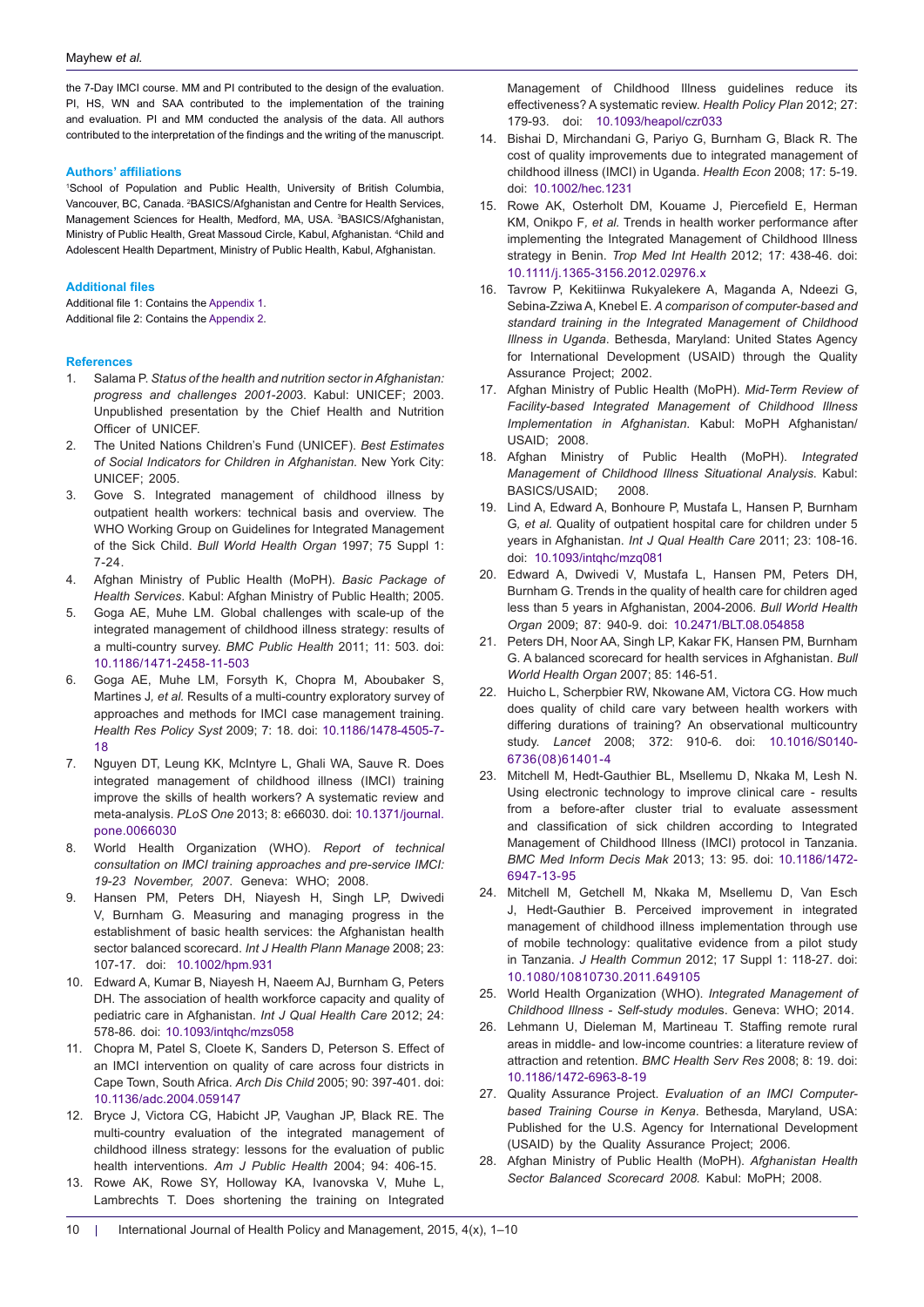the 7-Day IMCI course. MM and PI contributed to the design of the evaluation. PI, HS, WN and SAA contributed to the implementation of the training and evaluation. PI and MM conducted the analysis of the data. All authors contributed to the interpretation of the findings and the writing of the manuscript.

### Authors' affiliations

[1]School of Population and Public Health, University of British Columbia, Vancouver, BC, Canada. [2]BASICS/Afghanistan and Centre for Health Services, Management Sciences for Health, Medford, MA, USA. [3]BASICS/Afghanistan, Ministry of Public Health, Great Massoud Circle, Kabul, Afghanistan. [4]Child and Adolescent Health Department, Ministry of Public Health, Kabul, Afghanistan.

### Additional files

Additional file 1: Contains the Appendix 1.
Additional file 2: Contains the Appendix 2.

### References

1. Salama P. *Status of the health and nutrition sector in Afghanistan: progress and challenges 2001-2003*. Kabul: UNICEF; 2003. Unpublished presentation by the Chief Health and Nutrition Officer of UNICEF.
2. The United Nations Children's Fund (UNICEF). *Best Estimates of Social Indicators for Children in Afghanistan*. New York City: UNICEF; 2005.
3. Gove S. Integrated management of childhood illness by outpatient health workers: technical basis and overview. The WHO Working Group on Guidelines for Integrated Management of the Sick Child. *Bull World Health Organ* 1997; 75 Suppl 1: 7-24.
4. Afghan Ministry of Public Health (MoPH). *Basic Package of Health Services*. Kabul: Afghan Ministry of Public Health; 2005.
5. Goga AE, Muhe LM. Global challenges with scale-up of the integrated management of childhood illness strategy: results of a multi-country survey. *BMC Public Health* 2011; 11: 503. doi: 10.1186/1471-2458-11-503
6. Goga AE, Muhe LM, Forsyth K, Chopra M, Aboubaker S, Martines J*, et al.* Results of a multi-country exploratory survey of approaches and methods for IMCI case management training. *Health Res Policy Syst* 2009; 7: 18. doi: 10.1186/1478-4505-7-18
7. Nguyen DT, Leung KK, McIntyre L, Ghali WA, Sauve R. Does integrated management of childhood illness (IMCI) training improve the skills of health workers? A systematic review and meta-analysis. *PLoS One* 2013; 8: e66030. doi: 10.1371/journal.pone.0066030
8. World Health Organization (WHO). *Report of technical consultation on IMCI training approaches and pre-service IMCI: 19-23 November, 2007*. Geneva: WHO; 2008.
9. Hansen PM, Peters DH, Niayesh H, Singh LP, Dwivedi V, Burnham G. Measuring and managing progress in the establishment of basic health services: the Afghanistan health sector balanced scorecard. *Int J Health Plann Manage* 2008; 23: 107-17. doi: 10.1002/hpm.931
10. Edward A, Kumar B, Niayesh H, Naeem AJ, Burnham G, Peters DH. The association of health workforce capacity and quality of pediatric care in Afghanistan. *Int J Qual Health Care* 2012; 24: 578-86. doi: 10.1093/intqhc/mzs058
11. Chopra M, Patel S, Cloete K, Sanders D, Peterson S. Effect of an IMCI intervention on quality of care across four districts in Cape Town, South Africa. *Arch Dis Child* 2005; 90: 397-401. doi: 10.1136/adc.2004.059147
12. Bryce J, Victora CG, Habicht JP, Vaughan JP, Black RE. The multi-country evaluation of the integrated management of childhood illness strategy: lessons for the evaluation of public health interventions. *Am J Public Health* 2004; 94: 406-15.
13. Rowe AK, Rowe SY, Holloway KA, Ivanovska V, Muhe L, Lambrechts T. Does shortening the training on Integrated Management of Childhood Illness guidelines reduce its effectiveness? A systematic review. *Health Policy Plan* 2012; 27: 179-93. doi: 10.1093/heapol/czr033
14. Bishai D, Mirchandani G, Pariyo G, Burnham G, Black R. The cost of quality improvements due to integrated management of childhood illness (IMCI) in Uganda. *Health Econ* 2008; 17: 5-19. doi: 10.1002/hec.1231
15. Rowe AK, Osterholt DM, Kouame J, Piercefield E, Herman KM, Onikpo F*, et al.* Trends in health worker performance after implementing the Integrated Management of Childhood Illness strategy in Benin. *Trop Med Int Health* 2012; 17: 438-46. doi: 10.1111/j.1365-3156.2012.02976.x
16. Tavrow P, Kekitiinwa Rukyalekere A, Maganda A, Ndeezi G, Sebina-Zziwa A, Knebel E. *A comparison of computer-based and standard training in the Integrated Management of Childhood Illness in Uganda*. Bethesda, Maryland: United States Agency for International Development (USAID) through the Quality Assurance Project; 2002.
17. Afghan Ministry of Public Health (MoPH). *Mid-Term Review of Facility-based Integrated Management of Childhood Illness Implementation in Afghanistan*. Kabul: MoPH Afghanistan/USAID; 2008.
18. Afghan Ministry of Public Health (MoPH). *Integrated Management of Childhood Illness Situational Analysis*. Kabul: BASICS/USAID; 2008.
19. Lind A, Edward A, Bonhoure P, Mustafa L, Hansen P, Burnham G*, et al.* Quality of outpatient hospital care for children under 5 years in Afghanistan. *Int J Qual Health Care* 2011; 23: 108-16. doi: 10.1093/intqhc/mzq081
20. Edward A, Dwivedi V, Mustafa L, Hansen PM, Peters DH, Burnham G. Trends in the quality of health care for children aged less than 5 years in Afghanistan, 2004-2006. *Bull World Health Organ* 2009; 87: 940-9. doi: 10.2471/BLT.08.054858
21. Peters DH, Noor AA, Singh LP, Kakar FK, Hansen PM, Burnham G. A balanced scorecard for health services in Afghanistan. *Bull World Health Organ* 2007; 85: 146-51.
22. Huicho L, Scherpbier RW, Nkowane AM, Victora CG. How much does quality of child care vary between health workers with differing durations of training? An observational multicountry study. *Lancet* 2008; 372: 910-6. doi: 10.1016/S0140-6736(08)61401-4
23. Mitchell M, Hedt-Gauthier BL, Msellemu D, Nkaka M, Lesh N. Using electronic technology to improve clinical care - results from a before-after cluster trial to evaluate assessment and classification of sick children according to Integrated Management of Childhood Illness (IMCI) protocol in Tanzania. *BMC Med Inform Decis Mak* 2013; 13: 95. doi: 10.1186/1472-6947-13-95
24. Mitchell M, Getchell M, Nkaka M, Msellemu D, Van Esch J, Hedt-Gauthier B. Perceived improvement in integrated management of childhood illness implementation through use of mobile technology: qualitative evidence from a pilot study in Tanzania. *J Health Commun* 2012; 17 Suppl 1: 118-27. doi: 10.1080/10810730.2011.649105
25. World Health Organization (WHO). *Integrated Management of Childhood Illness - Self-study modules*. Geneva: WHO; 2014.
26. Lehmann U, Dieleman M, Martineau T. Staffing remote rural areas in middle- and low-income countries: a literature review of attraction and retention. *BMC Health Serv Res* 2008; 8: 19. doi: 10.1186/1472-6963-8-19
27. Quality Assurance Project. *Evaluation of an IMCI Computer-based Training Course in Kenya*. Bethesda, Maryland, USA: Published for the U.S. Agency for International Development (USAID) by the Quality Assurance Project; 2006.
28. Afghan Ministry of Public Health (MoPH). *Afghanistan Health Sector Balanced Scorecard 2008*. Kabul: MoPH; 2008.